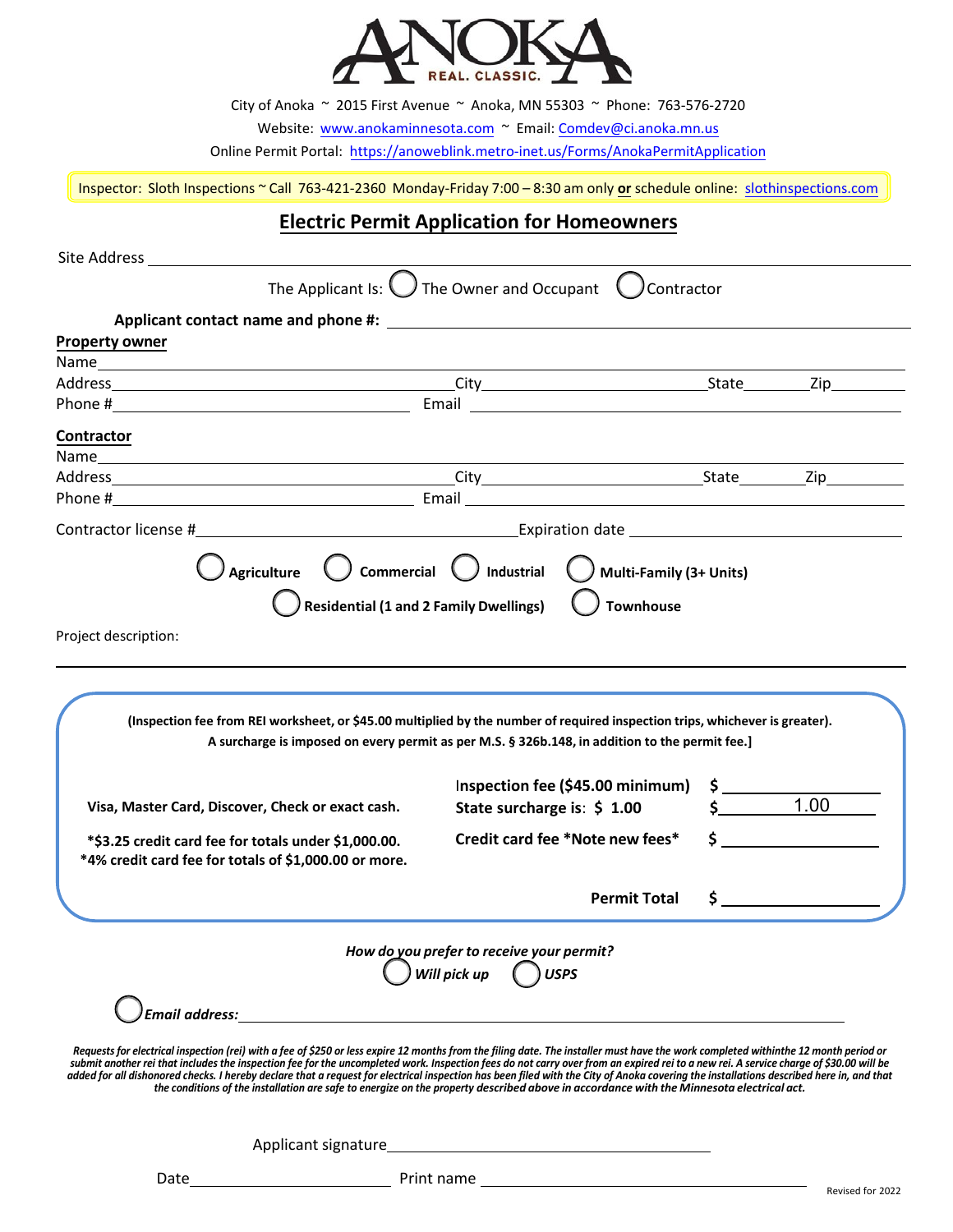**ANOKA**
REAL. CLASSIC.

City of Anoka ~ 2015 First Avenue ~ Anoka, MN 55303 ~ Phone: 763-576-2720

Website: www.anokaminnesota.com ~ Email: Comdev@ci.anoka.mn.us

Online Permit Portal: https://anoweblink.metro-inet.us/Forms/AnokaPermitApplication

Inspector: Sloth Inspections ~ Call 763-421-2360 Monday-Friday 7:00 – 8:30 am only **or** schedule online: slothinspections.com

# Electric Permit Application for Homeowners

Site Address ______________________________

The Applicant Is: ◯ The Owner and Occupant ◯ Contractor

**Applicant contact name and phone #:** ______________________________

**Property owner**

Name ______________________________

Address ______________ City ______________ State ______ Zip ______

Phone # ______________ Email ______________

**Contractor**

Name ______________________________

Address ______________ City ______________ State ______ Zip ______

Phone # ______________ Email ______________

Contractor license # ______________ Expiration date ______________

◯ **Agriculture** ◯ **Commercial** ◯ **Industrial** ◯ **Multi-Family (3+ Units)**

◯ **Residential (1 and 2 Family Dwellings)** ◯ **Townhouse**

Project description:

______________________________

**(Inspection fee from REI worksheet, or $45.00 multiplied by the number of required inspection trips, whichever is greater).**
**A surcharge is imposed on every permit as per M.S. § 326b.148, in addition to the permit fee.]**

**Visa, Master Card, Discover, Check or exact cash.**

**\*$3.25 credit card fee for totals under $1,000.00.**
**\*4% credit card fee for totals of $1,000.00 or more.**

| | |
|---|---|
| Inspection fee ($45.00 minimum) | $ ________ |
| **State surcharge is: $ 1.00** | $ 1.00 |
| **Credit card fee \*Note new fees\*** | $ ________ |
| **Permit Total** | $ ________ |

***How do you prefer to receive your permit?***

◯ ***Will pick up*** ◯ ***USPS***

◯ ***Email address:*** ______________________________

*Requests for electrical inspection (rei) with a fee of $250 or less expire 12 months from the filing date. The installer must have the work completed withinthe 12 month period or submit another rei that includes the inspection fee for the uncompleted work. Inspection fees do not carry over from an expired rei to a new rei. A service charge of $30.00 will be added for all dishonored checks. I hereby declare that a request for electrical inspection has been filed with the City of Anoka covering the installations described here in, and that the conditions of the installation are safe to energize on the property described above in accordance with the Minnesota electrical act.*

Applicant signature ______________________________

Date ______________ Print name ______________________________

Revised for 2022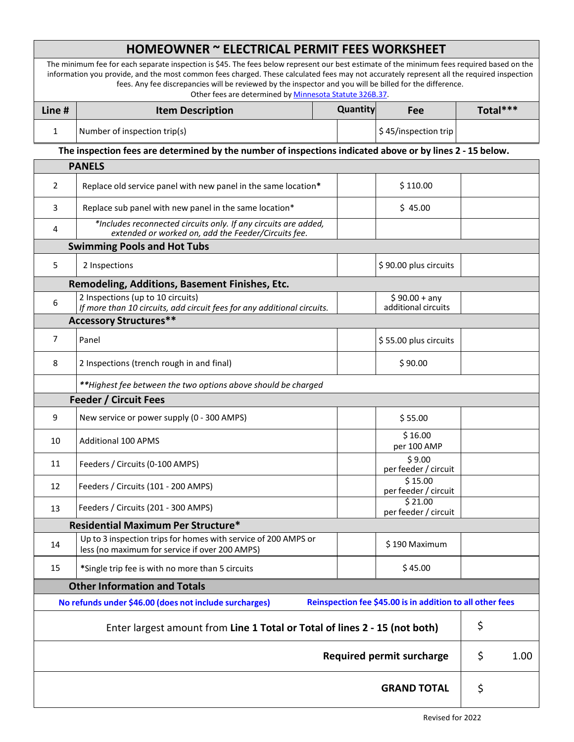| HOMEOWNER ~ ELECTRICAL PERMIT FEES WORKSHEET | | | | |
|---|---|---|---|---|
| The minimum fee for each separate inspection is $45. The fees below represent our best estimate of the minimum fees required based on the information you provide, and the most common fees charged. These calculated fees may not accurately represent all the required inspection fees. Any fee discrepancies will be reviewed by the inspector and you will be billed for the difference. Other fees are determined by [Minnesota Statute 326B.37](). | | | | |
| **Line #** | **Item Description** | **Quantity** | **Fee** | **Total*** ** |
| 1 | Number of inspection trip(s) | | $ 45/inspection trip | |
| **The inspection fees are determined by the number of inspections indicated above or by lines 2 - 15 below.** | | | | |
| **PANELS** | | | | |
| 2 | Replace old service panel with new panel in the same location* | | $ 110.00 | |
| 3 | Replace sub panel with new panel in the same location* | | $ 45.00 | |
| 4 | *\*Includes reconnected circuits only. If any circuits are added, extended or worked on, add the Feeder/Circuits fee.* | | | |
| **Swimming Pools and Hot Tubs** | | | | |
| 5 | 2 Inspections | | $ 90.00 plus circuits | |
| **Remodeling, Additions, Basement Finishes, Etc.** | | | | |
| 6 | 2 Inspections (up to 10 circuits)<br>*If more than 10 circuits, add circuit fees for any additional circuits.* | | $ 90.00 + any additional circuits | |
| **Accessory Structures**** | | | | |
| 7 | Panel | | $ 55.00 plus circuits | |
| 8 | 2 Inspections (trench rough in and final) | | $ 90.00 | |
| | *\*\*Highest fee between the two options above should be charged* | | | |
| **Feeder / Circuit Fees** | | | | |
| 9 | New service or power supply (0 - 300 AMPS) | | $ 55.00 | |
| 10 | Additional 100 APMS | | $ 16.00 per 100 AMP | |
| 11 | Feeders / Circuits (0-100 AMPS) | | $ 9.00 per feeder / circuit | |
| 12 | Feeders / Circuits (101 - 200 AMPS) | | $ 15.00 per feeder / circuit | |
| 13 | Feeders / Circuits (201 - 300 AMPS) | | $ 21.00 per feeder / circuit | |
| **Residential Maximum Per Structure*** | | | | |
| 14 | Up to 3 inspection trips for homes with service of 200 AMPS or less (no maximum for service if over 200 AMPS) | | $ 190 Maximum | |
| 15 | *Single trip fee is with no more than 5 circuits | | $ 45.00 | |
| **Other Information and Totals** | | | | |
| **No refunds under $46.00 (does not include surcharges)** | | **Reinspection fee $45.00 is in addition to all other fees** | | |
| Enter largest amount from **Line 1 Total or Total of lines 2 - 15 (not both)** | | | | $ |
| **Required permit surcharge** | | | | $ 1.00 |
| **GRAND TOTAL** | | | | $ |

Revised for 2022